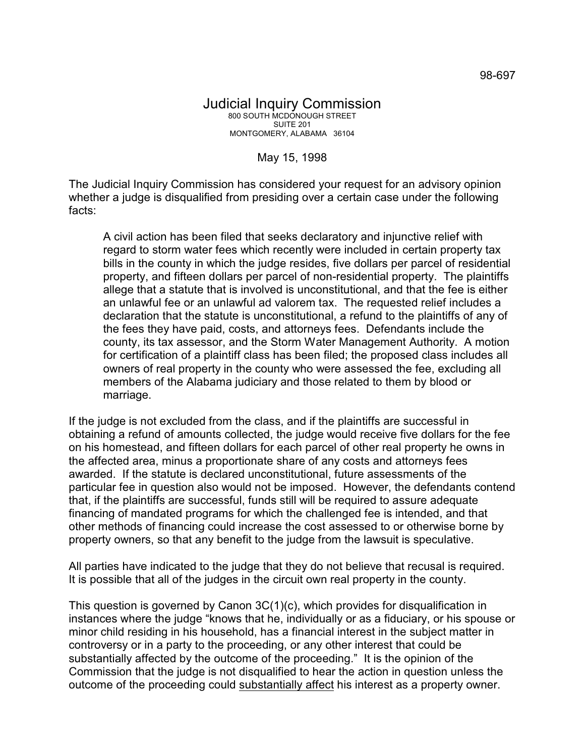98-697

# Judicial Inquiry Commission

800 SOUTH MCDONOUGH STREET
SUITE 201
MONTGOMERY, ALABAMA 36104

May 15, 1998

The Judicial Inquiry Commission has considered your request for an advisory opinion whether a judge is disqualified from presiding over a certain case under the following facts:

> A civil action has been filed that seeks declaratory and injunctive relief with regard to storm water fees which recently were included in certain property tax bills in the county in which the judge resides, five dollars per parcel of residential property, and fifteen dollars per parcel of non-residential property. The plaintiffs allege that a statute that is involved is unconstitutional, and that the fee is either an unlawful fee or an unlawful ad valorem tax. The requested relief includes a declaration that the statute is unconstitutional, a refund to the plaintiffs of any of the fees they have paid, costs, and attorneys fees. Defendants include the county, its tax assessor, and the Storm Water Management Authority. A motion for certification of a plaintiff class has been filed; the proposed class includes all owners of real property in the county who were assessed the fee, excluding all members of the Alabama judiciary and those related to them by blood or marriage.

If the judge is not excluded from the class, and if the plaintiffs are successful in obtaining a refund of amounts collected, the judge would receive five dollars for the fee on his homestead, and fifteen dollars for each parcel of other real property he owns in the affected area, minus a proportionate share of any costs and attorneys fees awarded. If the statute is declared unconstitutional, future assessments of the particular fee in question also would not be imposed. However, the defendants contend that, if the plaintiffs are successful, funds still will be required to assure adequate financing of mandated programs for which the challenged fee is intended, and that other methods of financing could increase the cost assessed to or otherwise borne by property owners, so that any benefit to the judge from the lawsuit is speculative.

All parties have indicated to the judge that they do not believe that recusal is required. It is possible that all of the judges in the circuit own real property in the county.

This question is governed by Canon 3C(1)(c), which provides for disqualification in instances where the judge "knows that he, individually or as a fiduciary, or his spouse or minor child residing in his household, has a financial interest in the subject matter in controversy or in a party to the proceeding, or any other interest that could be substantially affected by the outcome of the proceeding." It is the opinion of the Commission that the judge is not disqualified to hear the action in question unless the outcome of the proceeding could <u>substantially affect</u> his interest as a property owner.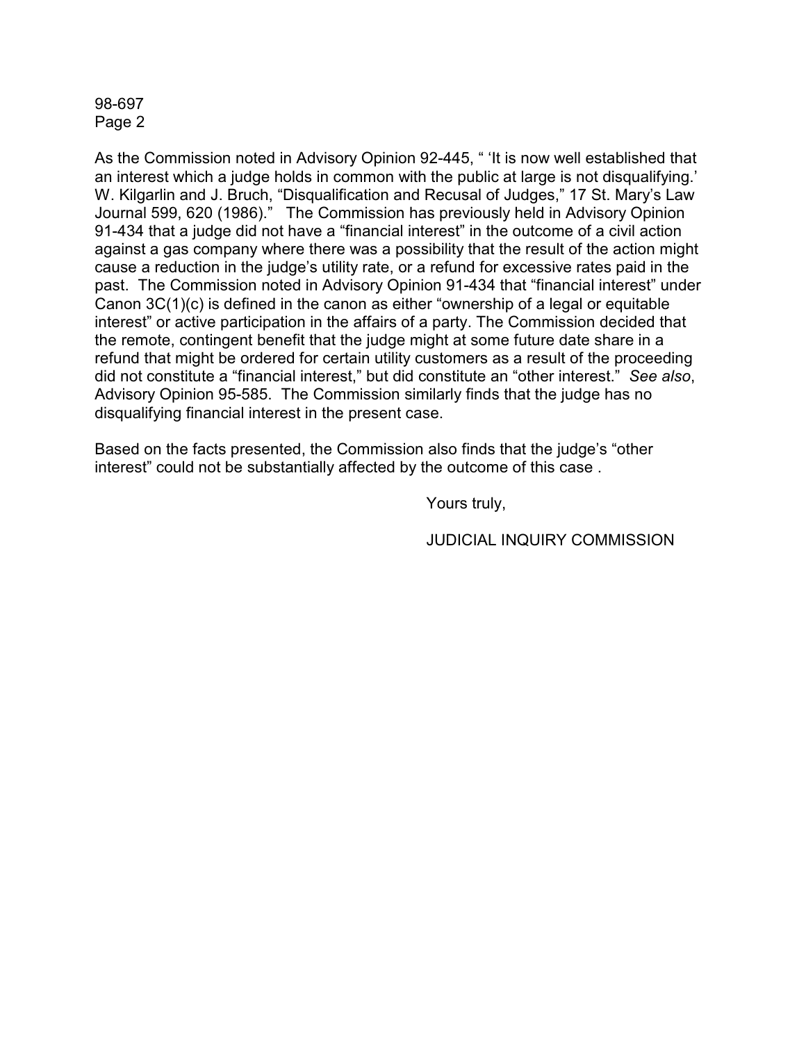As the Commission noted in Advisory Opinion 92-445, " 'It is now well established that an interest which a judge holds in common with the public at large is not disqualifying.' W. Kilgarlin and J. Bruch, "Disqualification and Recusal of Judges," 17 St. Mary's Law Journal 599, 620 (1986)." The Commission has previously held in Advisory Opinion 91-434 that a judge did not have a "financial interest" in the outcome of a civil action against a gas company where there was a possibility that the result of the action might cause a reduction in the judge's utility rate, or a refund for excessive rates paid in the past. The Commission noted in Advisory Opinion 91-434 that "financial interest" under Canon 3C(1)(c) is defined in the canon as either "ownership of a legal or equitable interest" or active participation in the affairs of a party. The Commission decided that the remote, contingent benefit that the judge might at some future date share in a refund that might be ordered for certain utility customers as a result of the proceeding did not constitute a "financial interest," but did constitute an "other interest." *See also*, Advisory Opinion 95-585. The Commission similarly finds that the judge has no disqualifying financial interest in the present case.

Based on the facts presented, the Commission also finds that the judge's "other interest" could not be substantially affected by the outcome of this case .

Yours truly,

JUDICIAL INQUIRY COMMISSION